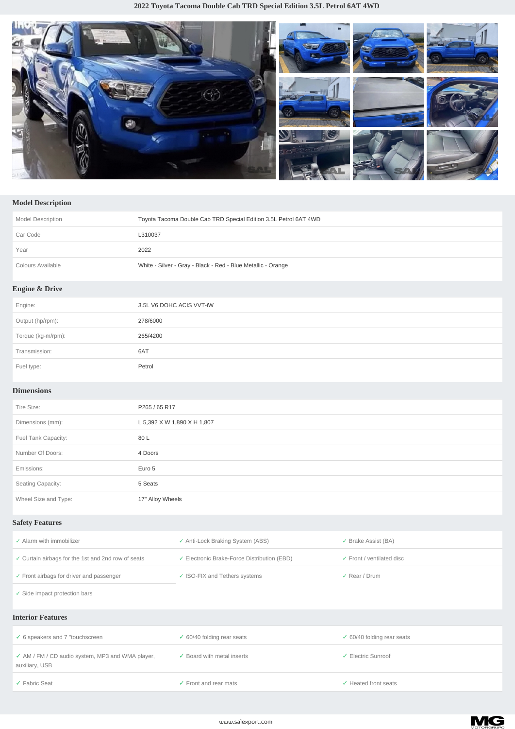# 2022 Toyota Tacoma Double Cab TRD Special Edition 3.5L Petrol 6AT 4WD

## Model Description

| | |
|---|---|
| Model Description | Toyota Tacoma Double Cab TRD Special Edition 3.5L Petrol 6AT 4WD |
| Car Code | L310037 |
| Year | 2022 |
| Colours Available | White - Silver - Gray - Black - Red - Blue Metallic - Orange |

## Engine & Drive

| | |
|---|---|
| Engine: | 3.5L V6 DOHC ACIS VVT-iW |
| Output (hp/rpm): | 278/6000 |
| Torque (kg-m/rpm): | 265/4200 |
| Transmission: | 6AT |
| Fuel type: | Petrol |

## Dimensions

| | |
|---|---|
| Tire Size: | P265 / 65 R17 |
| Dimensions (mm): | L 5,392 X W 1,890 X H 1,807 |
| Fuel Tank Capacity: | 80 L |
| Number Of Doors: | 4 Doors |
| Emissions: | Euro 5 |
| Seating Capacity: | 5 Seats |
| Wheel Size and Type: | 17" Alloy Wheels |

## Safety Features

- ✓ Alarm with immobilizer
- ✓ Anti-Lock Braking System (ABS)
- ✓ Brake Assist (BA)
- ✓ Curtain airbags for the 1st and 2nd row of seats
- ✓ Electronic Brake-Force Distribution (EBD)
- ✓ Front / ventilated disc
- ✓ Front airbags for driver and passenger
- ✓ ISO-FIX and Tethers systems
- ✓ Rear / Drum
- ✓ Side impact protection bars

## Interior Features

- ✓ 6 speakers and 7 "touchscreen
- ✓ 60/40 folding rear seats
- ✓ 60/40 folding rear seats
- ✓ AM / FM / CD audio system, MP3 and WMA player, auxiliary, USB
- ✓ Board with metal inserts
- ✓ Electric Sunroof
- ✓ Fabric Seat
- ✓ Front and rear mats
- ✓ Heated front seats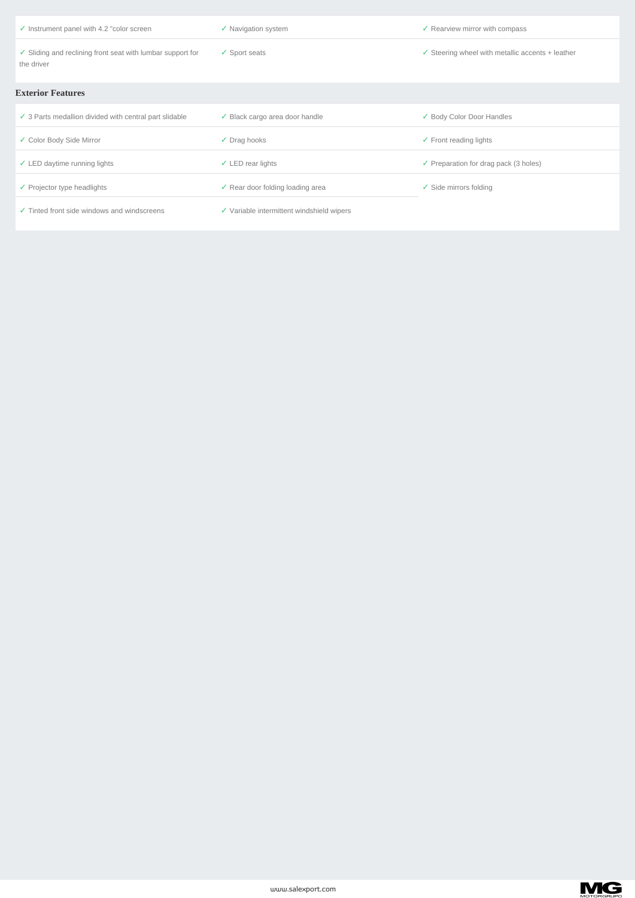| | | |
|---|---|---|
| ✓ Instrument panel with 4.2 "color screen | ✓ Navigation system | ✓ Rearview mirror with compass |
| ✓ Sliding and reclining front seat with lumbar support for the driver | ✓ Sport seats | ✓ Steering wheel with metallic accents + leather |

### Exterior Features

| | | |
|---|---|---|
| ✓ 3 Parts medallion divided with central part slidable | ✓ Black cargo area door handle | ✓ Body Color Door Handles |
| ✓ Color Body Side Mirror | ✓ Drag hooks | ✓ Front reading lights |
| ✓ LED daytime running lights | ✓ LED rear lights | ✓ Preparation for drag pack (3 holes) |
| ✓ Projector type headlights | ✓ Rear door folding loading area | ✓ Side mirrors folding |
| ✓ Tinted front side windows and windscreens | ✓ Variable intermittent windshield wipers | |